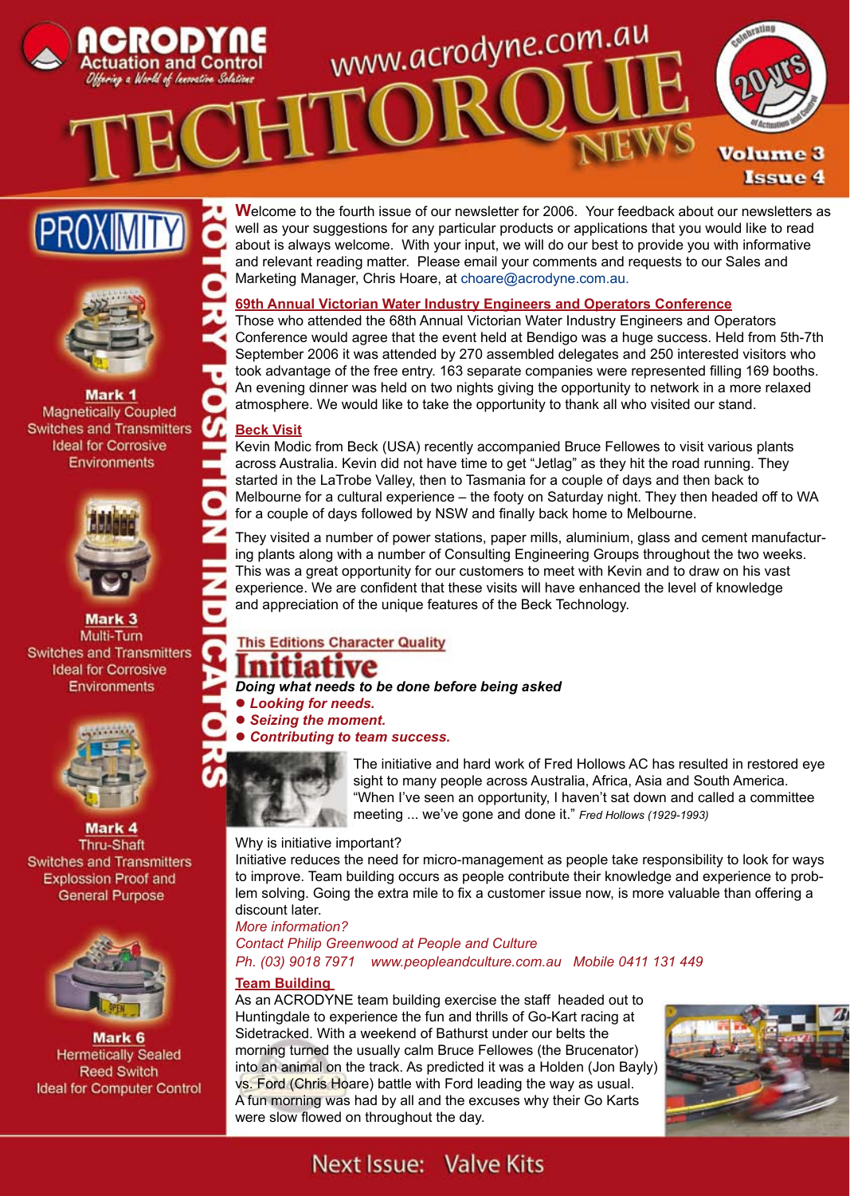# ACRODYNE Actuation and Control

*Offering a World of Innovative Solutions*

www.acrodyne.com.au

# TECHTORQUE NEWS

Celebrating 20 yrs of Actuation and Control

**Volume 3 Issue 4**

## PROXIMITY

### ROTORY POSITION INDICATORS

**Mark 1**
Magnetically Coupled
Switches and Transmitters
Ideal for Corrosive
Environments

**Mark 3**
Multi-Turn
Switches and Transmitters
Ideal for Corrosive
Environments

**Mark 4**
Thru-Shaft
Switches and Transmitters
Explossion Proof and
General Purpose

**Mark 6**
Hermetically Sealed
Reed Switch
Ideal for Computer Control

Welcome to the fourth issue of our newsletter for 2006. Your feedback about our newsletters as well as your suggestions for any particular products or applications that you would like to read about is always welcome. With your input, we will do our best to provide you with informative and relevant reading matter. Please email your comments and requests to our Sales and Marketing Manager, Chris Hoare, at choare@acrodyne.com.au.

## 69th Annual Victorian Water Industry Engineers and Operators Conference

Those who attended the 68th Annual Victorian Water Industry Engineers and Operators Conference would agree that the event held at Bendigo was a huge success. Held from 5th-7th September 2006 it was attended by 270 assembled delegates and 250 interested visitors who took advantage of the free entry. 163 separate companies were represented filling 169 booths. An evening dinner was held on two nights giving the opportunity to network in a more relaxed atmosphere. We would like to take the opportunity to thank all who visited our stand.

## Beck Visit

Kevin Modic from Beck (USA) recently accompanied Bruce Fellowes to visit various plants across Australia. Kevin did not have time to get "Jetlag" as they hit the road running. They started in the LaTrobe Valley, then to Tasmania for a couple of days and then back to Melbourne for a cultural experience – the footy on Saturday night. They then headed off to WA for a couple of days followed by NSW and finally back home to Melbourne.

They visited a number of power stations, paper mills, aluminium, glass and cement manufacturing plants along with a number of Consulting Engineering Groups throughout the two weeks. This was a great opportunity for our customers to meet with Kevin and to draw on his vast experience. We are confident that these visits will have enhanced the level of knowledge and appreciation of the unique features of the Beck Technology.

## This Editions Character Quality

# Initiative

***Doing what needs to be done before being asked***

- ***Looking for needs.***
- ***Seizing the moment.***
- ***Contributing to team success.***

The initiative and hard work of Fred Hollows AC has resulted in restored eye sight to many people across Australia, Africa, Asia and South America. "When I've seen an opportunity, I haven't sat down and called a committee meeting ... we've gone and done it." *Fred Hollows (1929-1993)*

Why is initiative important?
Initiative reduces the need for micro-management as people take responsibility to look for ways to improve. Team building occurs as people contribute their knowledge and experience to problem solving. Going the extra mile to fix a customer issue now, is more valuable than offering a discount later.

*More information?*
*Contact Philip Greenwood at People and Culture*
*Ph. (03) 9018 7971 www.peopleandculture.com.au Mobile 0411 131 449*

## Team Building

As an ACRODYNE team building exercise the staff headed out to Huntingdale to experience the fun and thrills of Go-Kart racing at Sidetracked. With a weekend of Bathurst under our belts the morning turned the usually calm Bruce Fellowes (the Brucenator) into an animal on the track. As predicted it was a Holden (Jon Bayly) vs. Ford (Chris Hoare) battle with Ford leading the way as usual. A fun morning was had by all and the excuses why their Go Karts were slow flowed on throughout the day.

**Next Issue: Valve Kits**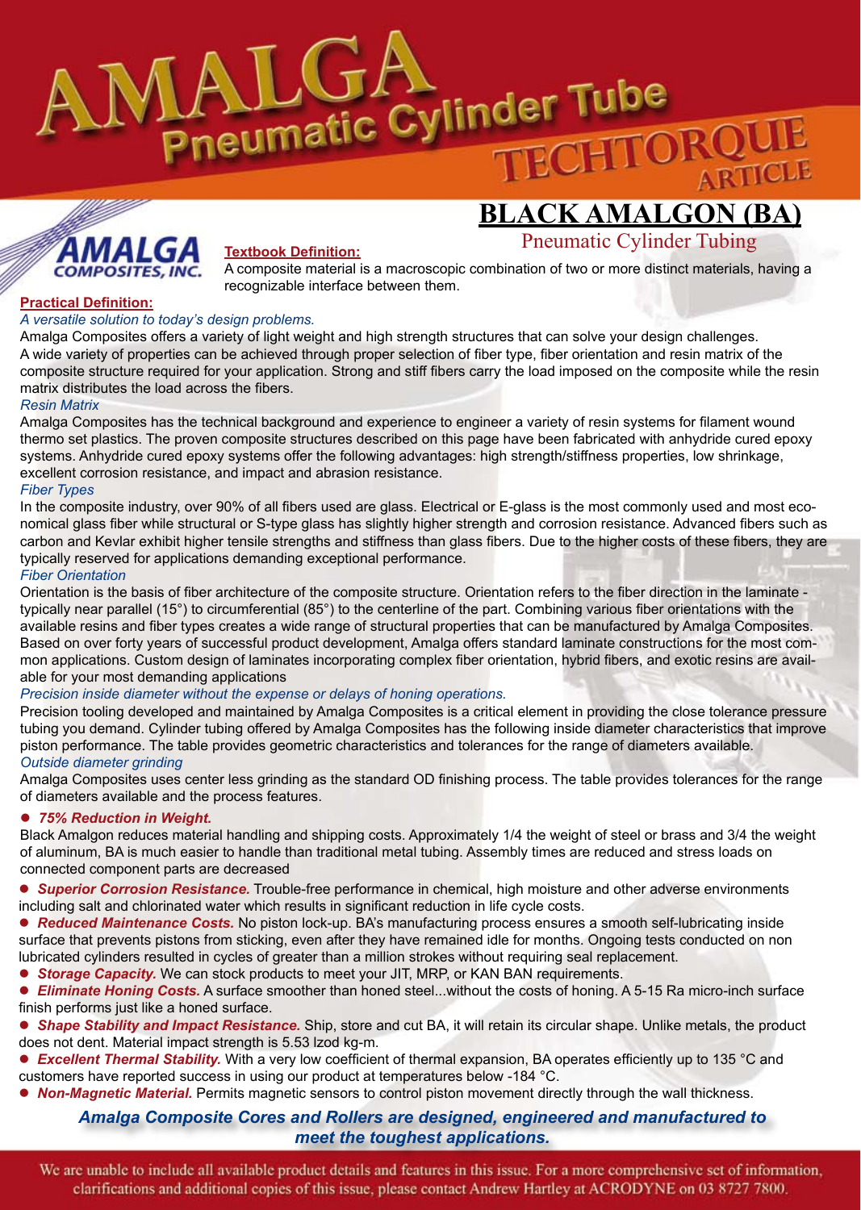# AMALGA Pneumatic Cylinder Tube

TECHTORQUE ARTICLE

## BLACK AMALGON (BA)

Pneumatic Cylinder Tubing

AMALGA COMPOSITES, INC.

**Textbook Definition:**

A composite material is a macroscopic combination of two or more distinct materials, having a recognizable interface between them.

**Practical Definition:**

*A versatile solution to today's design problems.*

Amalga Composites offers a variety of light weight and high strength structures that can solve your design challenges. A wide variety of properties can be achieved through proper selection of fiber type, fiber orientation and resin matrix of the composite structure required for your application. Strong and stiff fibers carry the load imposed on the composite while the resin matrix distributes the load across the fibers.

*Resin Matrix*

Amalga Composites has the technical background and experience to engineer a variety of resin systems for filament wound thermo set plastics. The proven composite structures described on this page have been fabricated with anhydride cured epoxy systems. Anhydride cured epoxy systems offer the following advantages: high strength/stiffness properties, low shrinkage, excellent corrosion resistance, and impact and abrasion resistance.

*Fiber Types*

In the composite industry, over 90% of all fibers used are glass. Electrical or E-glass is the most commonly used and most economical glass fiber while structural or S-type glass has slightly higher strength and corrosion resistance. Advanced fibers such as carbon and Kevlar exhibit higher tensile strengths and stiffness than glass fibers. Due to the higher costs of these fibers, they are typically reserved for applications demanding exceptional performance.

*Fiber Orientation*

Orientation is the basis of fiber architecture of the composite structure. Orientation refers to the fiber direction in the laminate - typically near parallel (15°) to circumferential (85°) to the centerline of the part. Combining various fiber orientations with the available resins and fiber types creates a wide range of structural properties that can be manufactured by Amalga Composites. Based on over forty years of successful product development, Amalga offers standard laminate constructions for the most common applications. Custom design of laminates incorporating complex fiber orientation, hybrid fibers, and exotic resins are available for your most demanding applications

*Precision inside diameter without the expense or delays of honing operations.*

Precision tooling developed and maintained by Amalga Composites is a critical element in providing the close tolerance pressure tubing you demand. Cylinder tubing offered by Amalga Composites has the following inside diameter characteristics that improve piston performance. The table provides geometric characteristics and tolerances for the range of diameters available.

*Outside diameter grinding*

Amalga Composites uses center less grinding as the standard OD finishing process. The table provides tolerances for the range of diameters available and the process features.

- ***75% Reduction in Weight.***

Black Amalgon reduces material handling and shipping costs. Approximately 1/4 the weight of steel or brass and 3/4 the weight of aluminum, BA is much easier to handle than traditional metal tubing. Assembly times are reduced and stress loads on connected component parts are decreased

- ***Superior Corrosion Resistance.*** Trouble-free performance in chemical, high moisture and other adverse environments including salt and chlorinated water which results in significant reduction in life cycle costs.
- ***Reduced Maintenance Costs.*** No piston lock-up. BA's manufacturing process ensures a smooth self-lubricating inside surface that prevents pistons from sticking, even after they have remained idle for months. Ongoing tests conducted on non lubricated cylinders resulted in cycles of greater than a million strokes without requiring seal replacement.
- ***Storage Capacity.*** We can stock products to meet your JIT, MRP, or KAN BAN requirements.
- ***Eliminate Honing Costs.*** A surface smoother than honed steel...without the costs of honing. A 5-15 Ra micro-inch surface finish performs just like a honed surface.
- ***Shape Stability and Impact Resistance.*** Ship, store and cut BA, it will retain its circular shape. Unlike metals, the product does not dent. Material impact strength is 5.53 Izod kg-m.
- ***Excellent Thermal Stability.*** With a very low coefficient of thermal expansion, BA operates efficiently up to 135 °C and customers have reported success in using our product at temperatures below -184 °C.
- ***Non-Magnetic Material.*** Permits magnetic sensors to control piston movement directly through the wall thickness.

***Amalga Composite Cores and Rollers are designed, engineered and manufactured to meet the toughest applications.***

We are unable to include all available product details and features in this issue. For a more comprehensive set of information, clarifications and additional copies of this issue, please contact Andrew Hartley at ACRODYNE on 03 8727 7800.